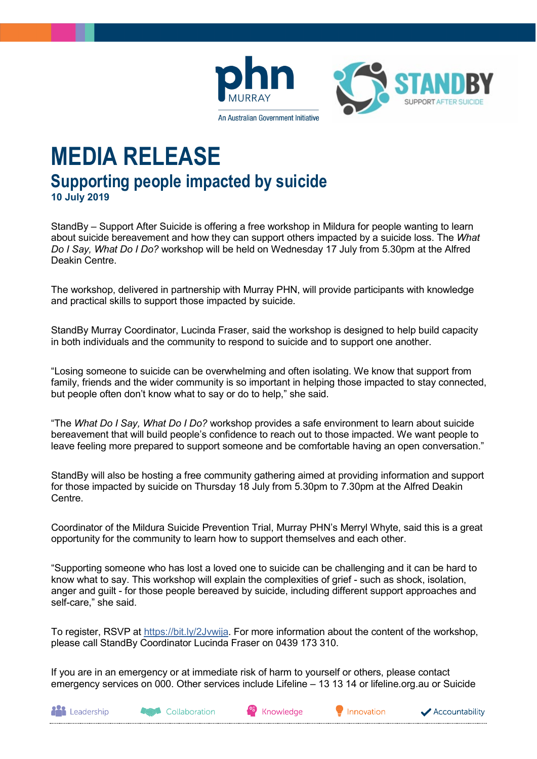# MEDIA RELEASE

## Supporting people impacted by suicide

**10 July 2019**

StandBy – Support After Suicide is offering a free workshop in Mildura for people wanting to learn about suicide bereavement and how they can support others impacted by a suicide loss. The *What Do I Say, What Do I Do?* workshop will be held on Wednesday 17 July from 5.30pm at the Alfred Deakin Centre.

The workshop, delivered in partnership with Murray PHN, will provide participants with knowledge and practical skills to support those impacted by suicide.

StandBy Murray Coordinator, Lucinda Fraser, said the workshop is designed to help build capacity in both individuals and the community to respond to suicide and to support one another.

"Losing someone to suicide can be overwhelming and often isolating. We know that support from family, friends and the wider community is so important in helping those impacted to stay connected, but people often don't know what to say or do to help," she said.

"The *What Do I Say, What Do I Do?* workshop provides a safe environment to learn about suicide bereavement that will build people's confidence to reach out to those impacted. We want people to leave feeling more prepared to support someone and be comfortable having an open conversation."

StandBy will also be hosting a free community gathering aimed at providing information and support for those impacted by suicide on Thursday 18 July from 5.30pm to 7.30pm at the Alfred Deakin Centre.

Coordinator of the Mildura Suicide Prevention Trial, Murray PHN's Merryl Whyte, said this is a great opportunity for the community to learn how to support themselves and each other.

"Supporting someone who has lost a loved one to suicide can be challenging and it can be hard to know what to say. This workshop will explain the complexities of grief - such as shock, isolation, anger and guilt - for those people bereaved by suicide, including different support approaches and self-care," she said.

To register, RSVP at https://bit.ly/2Jvwija. For more information about the content of the workshop, please call StandBy Coordinator Lucinda Fraser on 0439 173 310.

If you are in an emergency or at immediate risk of harm to yourself or others, please contact emergency services on 000. Other services include Lifeline – 13 13 14 or lifeline.org.au or Suicide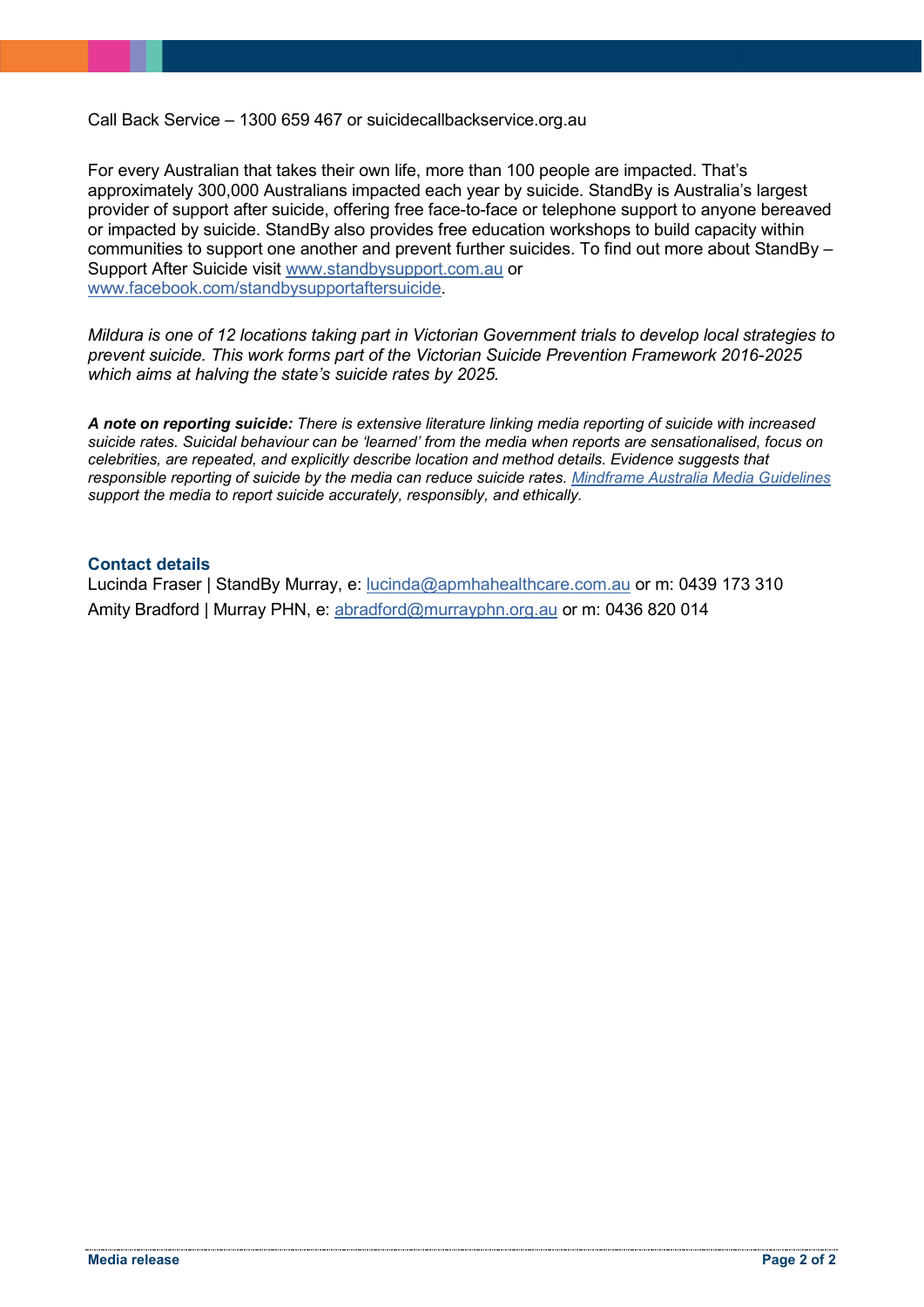Call Back Service – 1300 659 467 or suicidecallbackservice.org.au

For every Australian that takes their own life, more than 100 people are impacted. That's approximately 300,000 Australians impacted each year by suicide. StandBy is Australia's largest provider of support after suicide, offering free face-to-face or telephone support to anyone bereaved or impacted by suicide. StandBy also provides free education workshops to build capacity within communities to support one another and prevent further suicides. To find out more about StandBy – Support After Suicide visit www.standbysupport.com.au or www.facebook.com/standbysupportaftersuicide.

*Mildura is one of 12 locations taking part in Victorian Government trials to develop local strategies to prevent suicide. This work forms part of the Victorian Suicide Prevention Framework 2016-2025 which aims at halving the state's suicide rates by 2025.*

***A note on reporting suicide:*** *There is extensive literature linking media reporting of suicide with increased suicide rates. Suicidal behaviour can be 'learned' from the media when reports are sensationalised, focus on celebrities, are repeated, and explicitly describe location and method details. Evidence suggests that responsible reporting of suicide by the media can reduce suicide rates. Mindframe Australia Media Guidelines support the media to report suicide accurately, responsibly, and ethically.*

### Contact details

Lucinda Fraser | StandBy Murray, e: lucinda@apmhahealthcare.com.au or m: 0439 173 310
Amity Bradford | Murray PHN, e: abradford@murrayphn.org.au or m: 0436 820 014